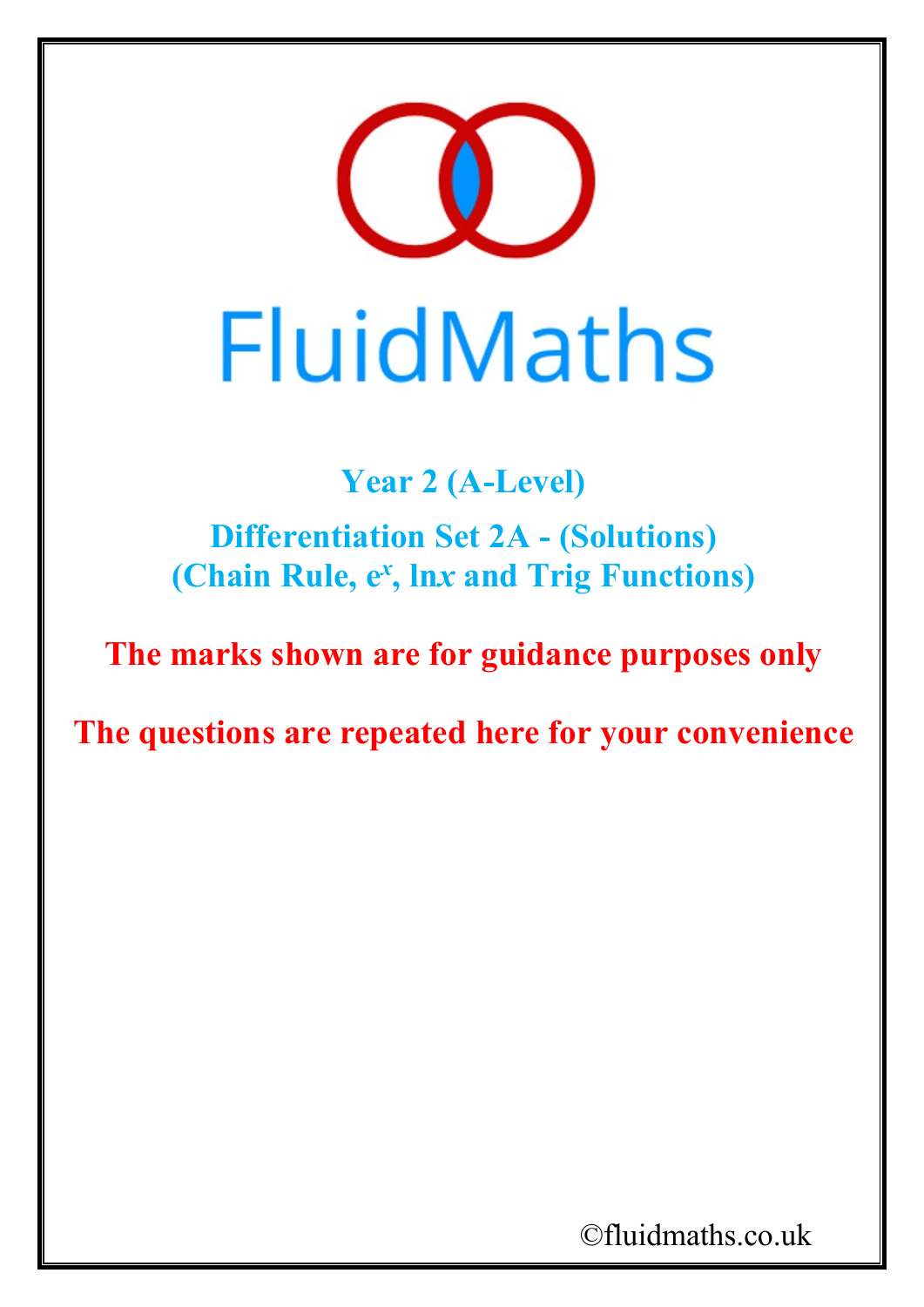# FluidMaths

## Year 2 (A-Level)

## Differentiation Set 2A - (Solutions)
## (Chain Rule, $e^x$, ln$x$ and Trig Functions)

**The marks shown are for guidance purposes only**

**The questions are repeated here for your convenience**

©fluidmaths.co.uk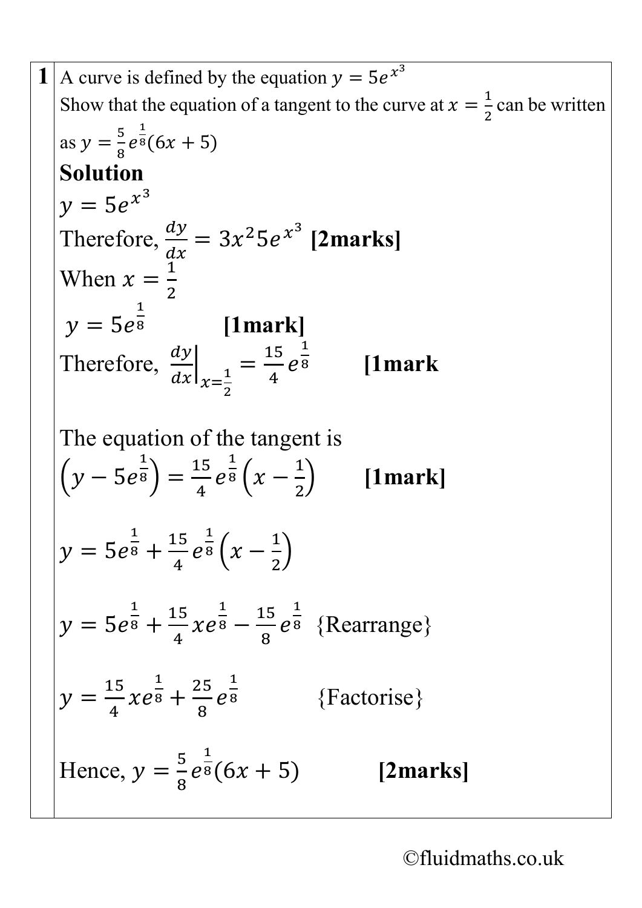**1** A curve is defined by the equation $y = 5e^{x^3}$

Show that the equation of a tangent to the curve at $x = \frac{1}{2}$ can be written as $y = \frac{5}{8}e^{\frac{1}{8}}(6x + 5)$

**Solution**

$y = 5e^{x^3}$

Therefore, $\frac{dy}{dx} = 3x^2 5e^{x^3}$ **[2marks]**

When $x = \frac{1}{2}$

$y = 5e^{\frac{1}{8}}$ **[1mark]**

Therefore, $\left.\frac{dy}{dx}\right|_{x=\frac{1}{2}} = \frac{15}{4}e^{\frac{1}{8}}$ **[1mark**

The equation of the tangent is

$\left(y - 5e^{\frac{1}{8}}\right) = \frac{15}{4}e^{\frac{1}{8}}\left(x - \frac{1}{2}\right)$ **[1mark]**

$y = 5e^{\frac{1}{8}} + \frac{15}{4}e^{\frac{1}{8}}\left(x - \frac{1}{2}\right)$

$y = 5e^{\frac{1}{8}} + \frac{15}{4}xe^{\frac{1}{8}} - \frac{15}{8}e^{\frac{1}{8}}$ {Rearrange}

$y = \frac{15}{4}xe^{\frac{1}{8}} + \frac{25}{8}e^{\frac{1}{8}}$ {Factorise}

Hence, $y = \frac{5}{8}e^{\frac{1}{8}}(6x + 5)$ **[2marks]**

©fluidmaths.co.uk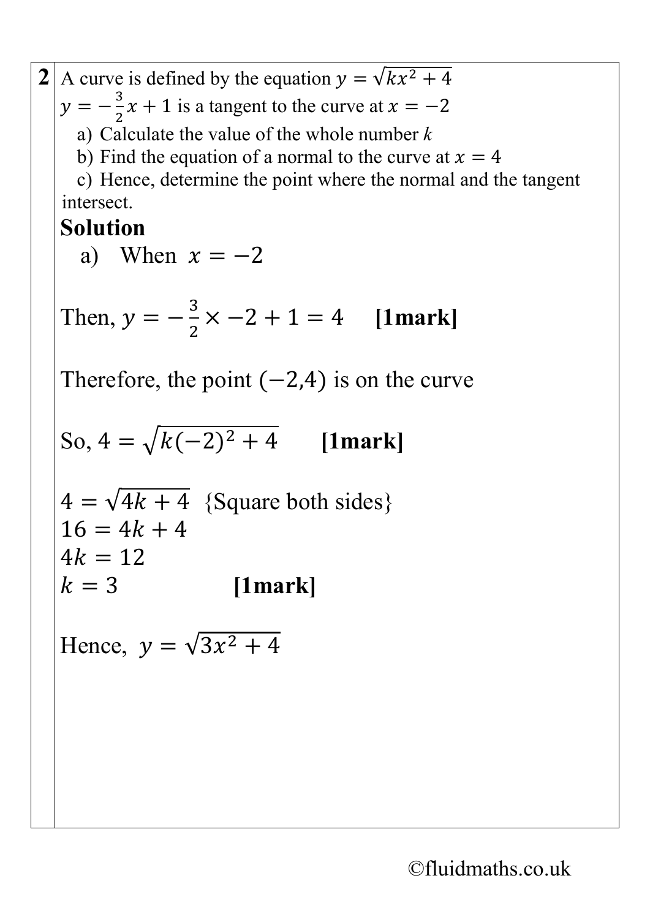**2** A curve is defined by the equation $y = \sqrt{kx^2 + 4}$

$y = -\frac{3}{2}x + 1$ is a tangent to the curve at $x = -2$

a) Calculate the value of the whole number $k$

b) Find the equation of a normal to the curve at $x = 4$

c) Hence, determine the point where the normal and the tangent intersect.

## Solution

a) When $x = -2$

Then, $y = -\frac{3}{2} \times -2 + 1 = 4$ **[1mark]**

Therefore, the point $(-2,4)$ is on the curve

So, $4 = \sqrt{k(-2)^2 + 4}$ **[1mark]**

$4 = \sqrt{4k + 4}$ {Square both sides}

$16 = 4k + 4$

$4k = 12$

$k = 3$ **[1mark]**

Hence, $y = \sqrt{3x^2 + 4}$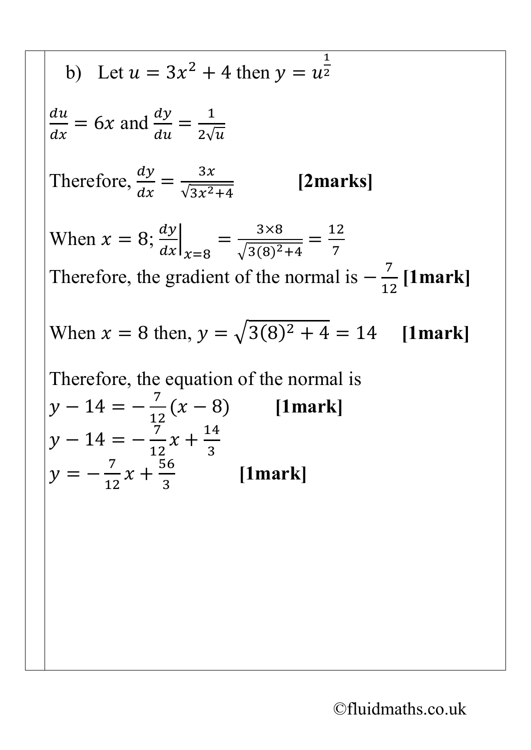b) Let $u = 3x^2 + 4$ then $y = u^{\frac{1}{2}}$

$\frac{du}{dx} = 6x$ and $\frac{dy}{du} = \frac{1}{2\sqrt{u}}$

Therefore, $\frac{dy}{dx} = \frac{3x}{\sqrt{3x^2+4}}$ **[2marks]**

When $x = 8$; $\left.\frac{dy}{dx}\right|_{x=8} = \frac{3\times 8}{\sqrt{3(8)^2+4}} = \frac{12}{7}$

Therefore, the gradient of the normal is $-\frac{7}{12}$ **[1mark]**

When $x = 8$ then, $y = \sqrt{3(8)^2 + 4} = 14$ **[1mark]**

Therefore, the equation of the normal is

$y - 14 = -\frac{7}{12}(x - 8)$ **[1mark]**

$y - 14 = -\frac{7}{12}x + \frac{14}{3}$

$y = -\frac{7}{12}x + \frac{56}{3}$ **[1mark]**

©fluidmaths.co.uk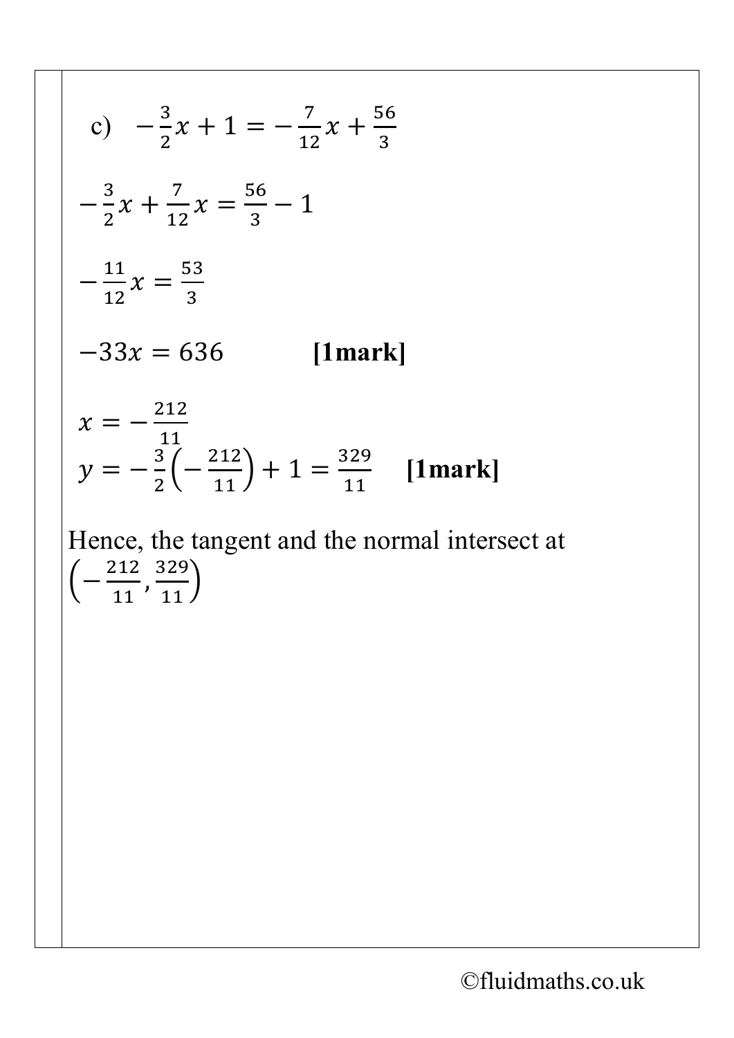c) $-\frac{3}{2}x + 1 = -\frac{7}{12}x + \frac{56}{3}$

$-\frac{3}{2}x + \frac{7}{12}x = \frac{56}{3} - 1$

$-\frac{11}{12}x = \frac{53}{3}$

$-33x = 636$ **[1mark]**

$x = -\frac{212}{11}$

$y = -\frac{3}{2}\left(-\frac{212}{11}\right) + 1 = \frac{329}{11}$ **[1mark]**

Hence, the tangent and the normal intersect at $\left(-\frac{212}{11}, \frac{329}{11}\right)$

©fluidmaths.co.uk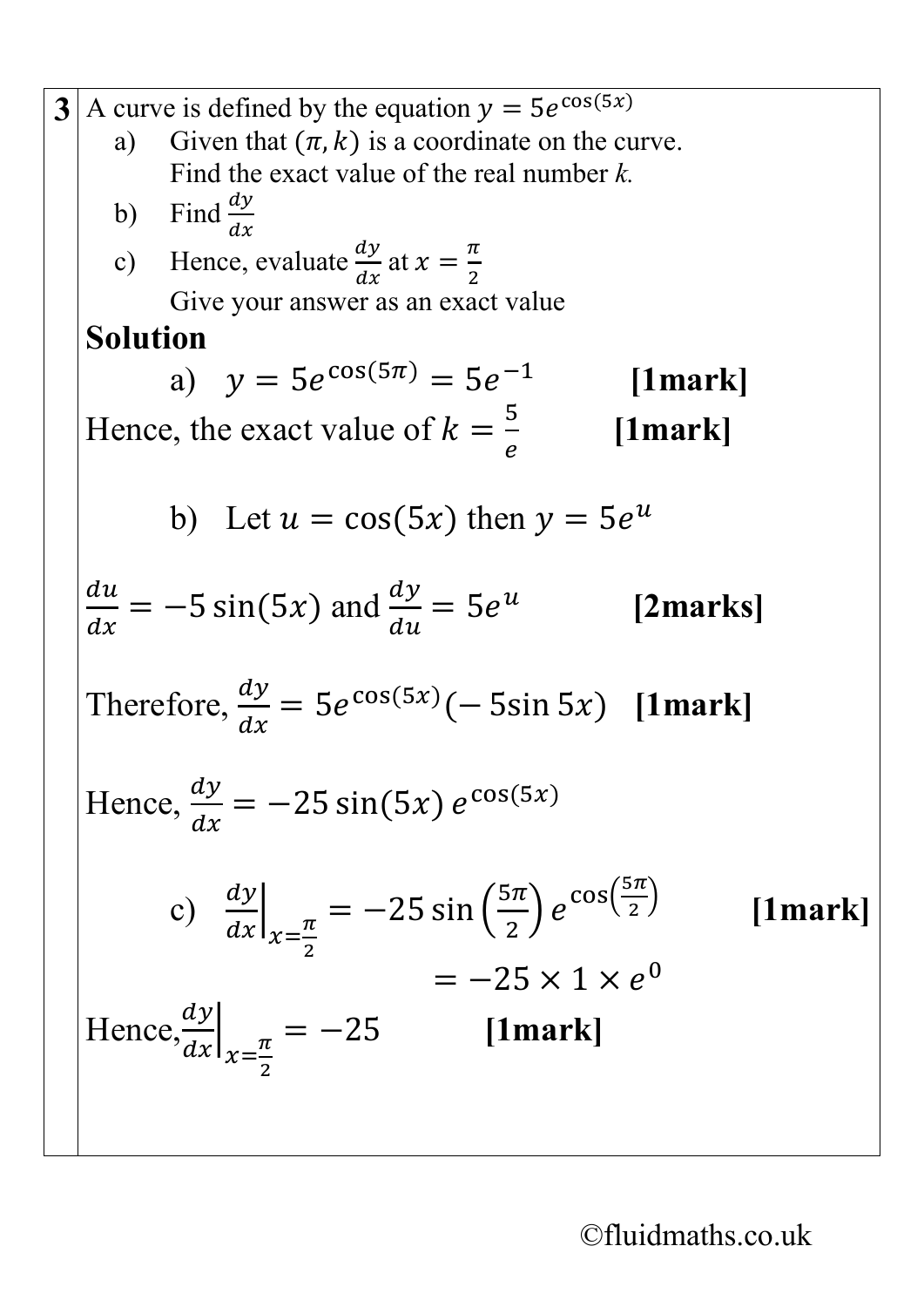**3** A curve is defined by the equation $y = 5e^{\cos(5x)}$

a) Given that $(\pi, k)$ is a coordinate on the curve. Find the exact value of the real number *k.*

b) Find $\frac{dy}{dx}$

c) Hence, evaluate $\frac{dy}{dx}$ at $x = \frac{\pi}{2}$
Give your answer as an exact value

**Solution**

a) $y = 5e^{\cos(5\pi)} = 5e^{-1}$ **[1mark]**

Hence, the exact value of $k = \frac{5}{e}$ **[1mark]**

b) Let $u = \cos(5x)$ then $y = 5e^{u}$

$\frac{du}{dx} = -5\sin(5x)$ and $\frac{dy}{du} = 5e^{u}$ **[2marks]**

Therefore, $\frac{dy}{dx} = 5e^{\cos(5x)}(-5\sin 5x)$ **[1mark]**

Hence, $\frac{dy}{dx} = -25\sin(5x)\,e^{\cos(5x)}$

c) $\left.\frac{dy}{dx}\right|_{x=\frac{\pi}{2}} = -25\sin\left(\frac{5\pi}{2}\right)e^{\cos\left(\frac{5\pi}{2}\right)}$ **[1mark]**

$= -25 \times 1 \times e^{0}$

Hence, $\left.\frac{dy}{dx}\right|_{x=\frac{\pi}{2}} = -25$ **[1mark]**

©fluidmaths.co.uk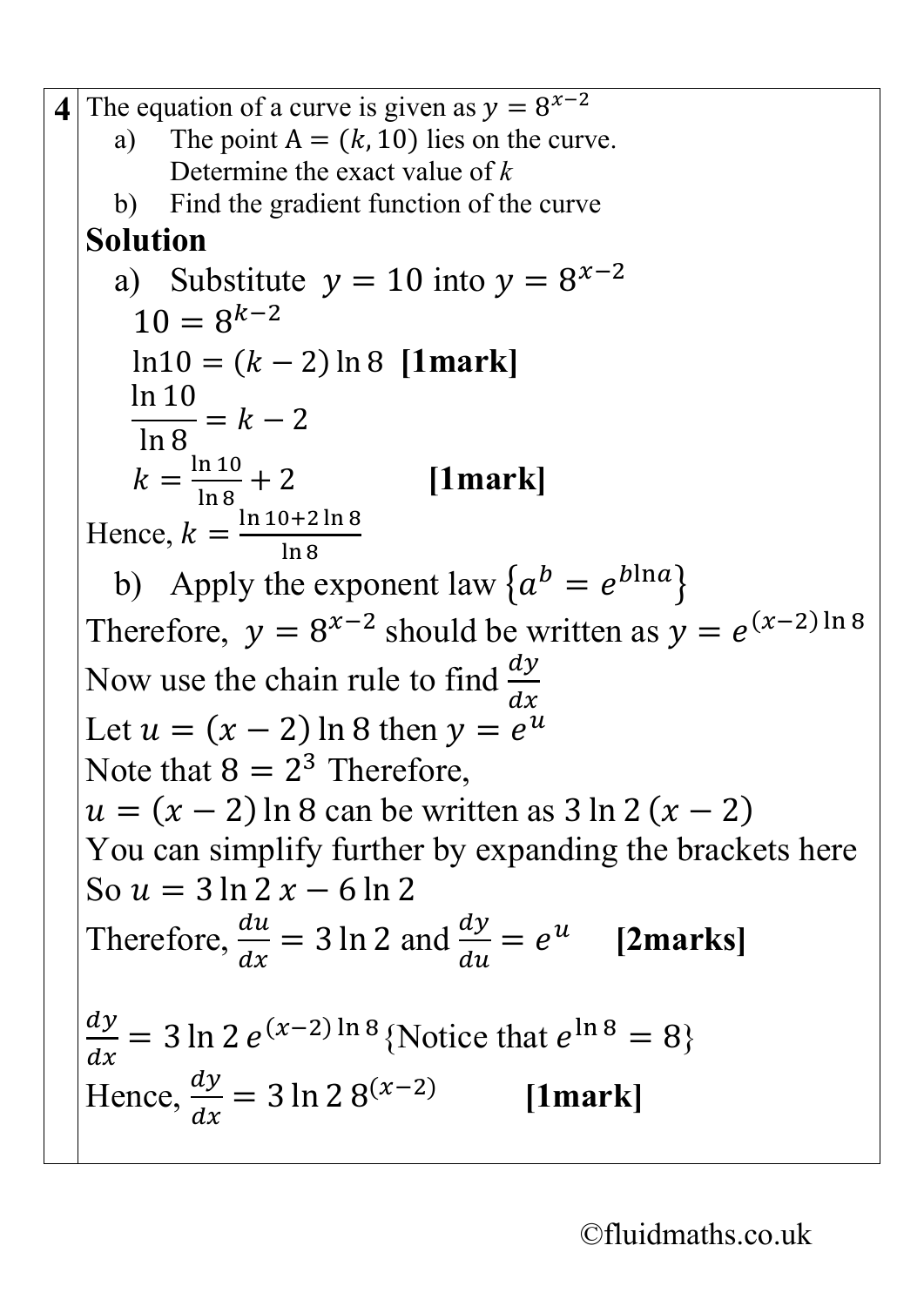**4** The equation of a curve is given as $y = 8^{x-2}$

a) The point $A = (k, 10)$ lies on the curve.
   Determine the exact value of $k$

b) Find the gradient function of the curve

**Solution**

a) Substitute $y = 10$ into $y = 8^{x-2}$

$10 = 8^{k-2}$

$\ln 10 = (k-2)\ln 8$ **[1mark]**

$\dfrac{\ln 10}{\ln 8} = k - 2$

$k = \frac{\ln 10}{\ln 8} + 2$ **[1mark]**

Hence, $k = \frac{\ln 10 + 2\ln 8}{\ln 8}$

b) Apply the exponent law $\{a^b = e^{b\ln a}\}$

Therefore, $y = 8^{x-2}$ should be written as $y = e^{(x-2)\ln 8}$

Now use the chain rule to find $\frac{dy}{dx}$

Let $u = (x-2)\ln 8$ then $y = e^u$

Note that $8 = 2^3$ Therefore,

$u = (x-2)\ln 8$ can be written as $3\ln 2\,(x-2)$

You can simplify further by expanding the brackets here

So $u = 3\ln 2\,x - 6\ln 2$

Therefore, $\frac{du}{dx} = 3\ln 2$ and $\frac{dy}{du} = e^u$ **[2marks]**

$\frac{dy}{dx} = 3\ln 2\, e^{(x-2)\ln 8}$ {Notice that $e^{\ln 8} = 8$}

Hence, $\frac{dy}{dx} = 3\ln 2\; 8^{(x-2)}$ **[1mark]**

©fluidmaths.co.uk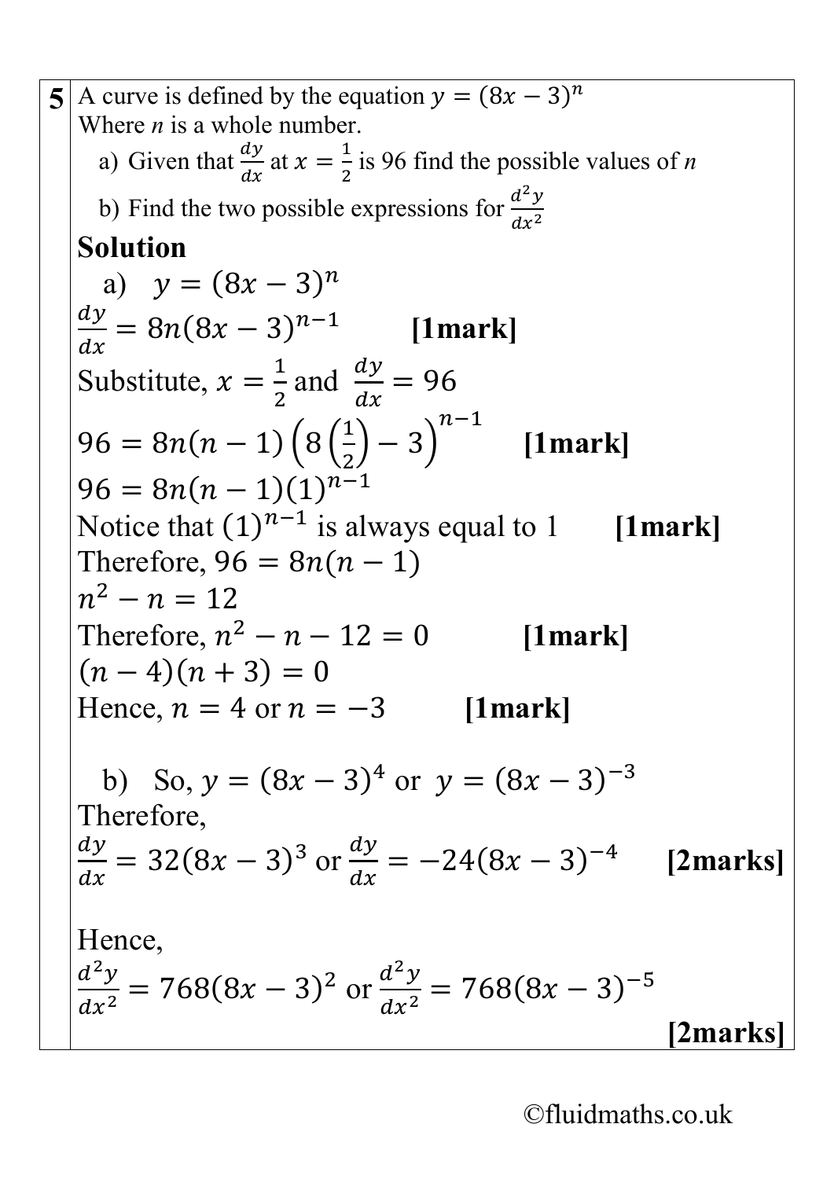**5** A curve is defined by the equation $y = (8x - 3)^n$
Where *n* is a whole number.

a) Given that $\frac{dy}{dx}$ at $x = \frac{1}{2}$ is 96 find the possible values of *n*

b) Find the two possible expressions for $\frac{d^2y}{dx^2}$

**Solution**

a) $y = (8x - 3)^n$

$\frac{dy}{dx} = 8n(8x - 3)^{n-1}$ **[1mark]**

Substitute, $x = \frac{1}{2}$ and $\frac{dy}{dx} = 96$

$96 = 8n(n - 1)\left(8\left(\frac{1}{2}\right) - 3\right)^{n-1}$ **[1mark]**

$96 = 8n(n - 1)(1)^{n-1}$

Notice that $(1)^{n-1}$ is always equal to 1 **[1mark]**

Therefore, $96 = 8n(n - 1)$

$n^2 - n = 12$

Therefore, $n^2 - n - 12 = 0$ **[1mark]**

$(n - 4)(n + 3) = 0$

Hence, $n = 4$ or $n = -3$ **[1mark]**

b) So, $y = (8x - 3)^4$ or $y = (8x - 3)^{-3}$

Therefore,

$\frac{dy}{dx} = 32(8x - 3)^3$ or $\frac{dy}{dx} = -24(8x - 3)^{-4}$ **[2marks]**

Hence,

$\frac{d^2y}{dx^2} = 768(8x - 3)^2$ or $\frac{d^2y}{dx^2} = 768(8x - 3)^{-5}$

**[2marks]**

©fluidmaths.co.uk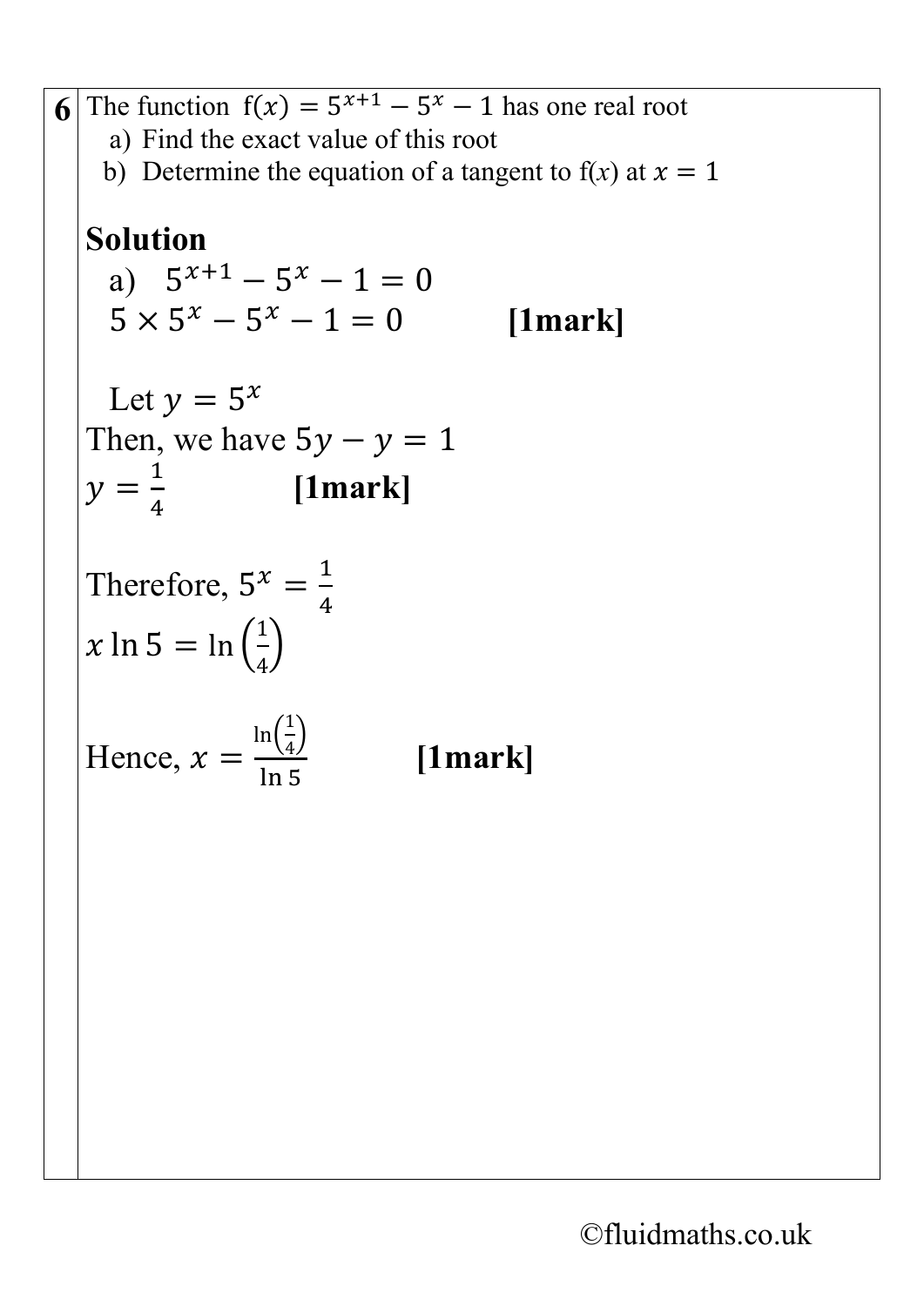**6** The function $f(x) = 5^{x+1} - 5^x - 1$ has one real root

a) Find the exact value of this root

b) Determine the equation of a tangent to f(*x*) at $x = 1$

## Solution

a) $5^{x+1} - 5^x - 1 = 0$

$5 \times 5^x - 5^x - 1 = 0$ **[1mark]**

Let $y = 5^x$

Then, we have $5y - y = 1$

$y = \frac{1}{4}$ **[1mark]**

Therefore, $5^x = \frac{1}{4}$

$x \ln 5 = \ln\left(\frac{1}{4}\right)$

Hence, $x = \frac{\ln\left(\frac{1}{4}\right)}{\ln 5}$ **[1mark]**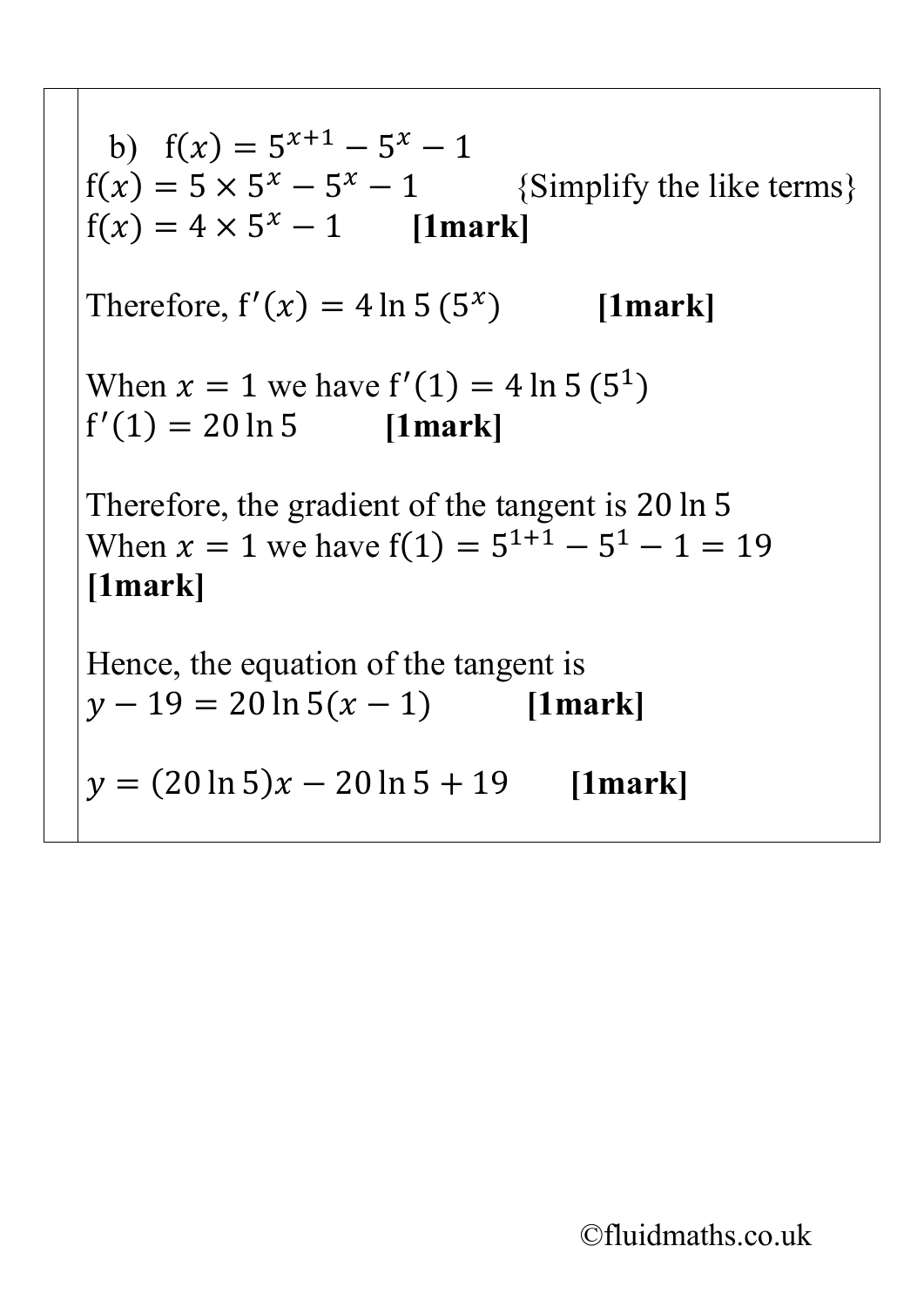b) $f(x) = 5^{x+1} - 5^x - 1$

$f(x) = 5 \times 5^x - 5^x - 1$ {Simplify the like terms}

$f(x) = 4 \times 5^x - 1$ **[1mark]**

Therefore, $f'(x) = 4 \ln 5 \, (5^x)$ **[1mark]**

When $x = 1$ we have $f'(1) = 4 \ln 5 \, (5^1)$

$f'(1) = 20 \ln 5$ **[1mark]**

Therefore, the gradient of the tangent is $20 \ln 5$

When $x = 1$ we have $f(1) = 5^{1+1} - 5^1 - 1 = 19$ **[1mark]**

Hence, the equation of the tangent is

$y - 19 = 20 \ln 5(x - 1)$ **[1mark]**

$y = (20 \ln 5)x - 20 \ln 5 + 19$ **[1mark]**

©fluidmaths.co.uk